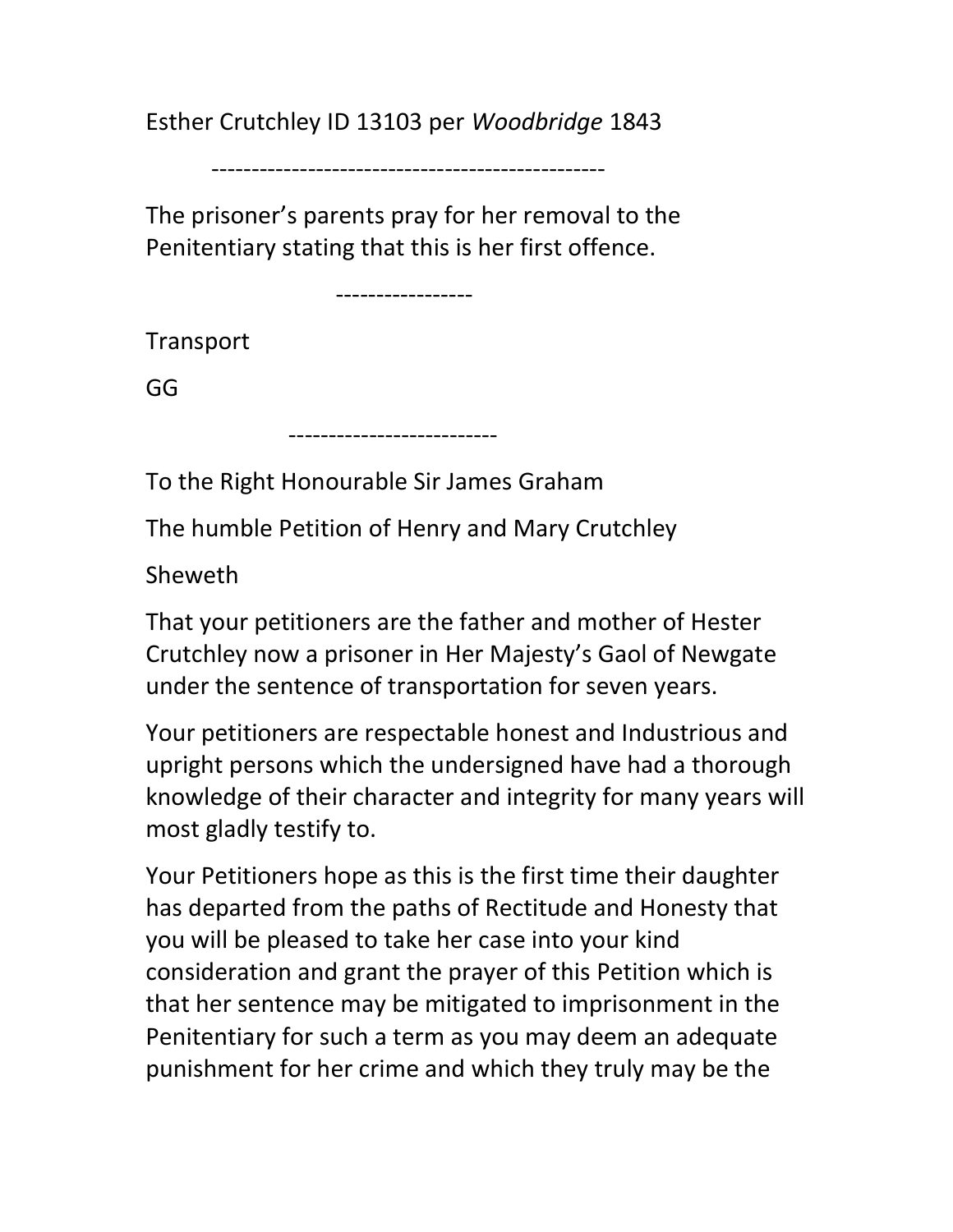Esther Crutchley ID 13103 per *Woodbridge* 1843

---

The prisoner's parents pray for her removal to the Penitentiary stating that this is her first offence.

---

Transport

GG

---

To the Right Honourable Sir James Graham

The humble Petition of Henry and Mary Crutchley

Sheweth

That your petitioners are the father and mother of Hester Crutchley now a prisoner in Her Majesty's Gaol of Newgate under the sentence of transportation for seven years.

Your petitioners are respectable honest and Industrious and upright persons which the undersigned have had a thorough knowledge of their character and integrity for many years will most gladly testify to.

Your Petitioners hope as this is the first time their daughter has departed from the paths of Rectitude and Honesty that you will be pleased to take her case into your kind consideration and grant the prayer of this Petition which is that her sentence may be mitigated to imprisonment in the Penitentiary for such a term as you may deem an adequate punishment for her crime and which they truly may be the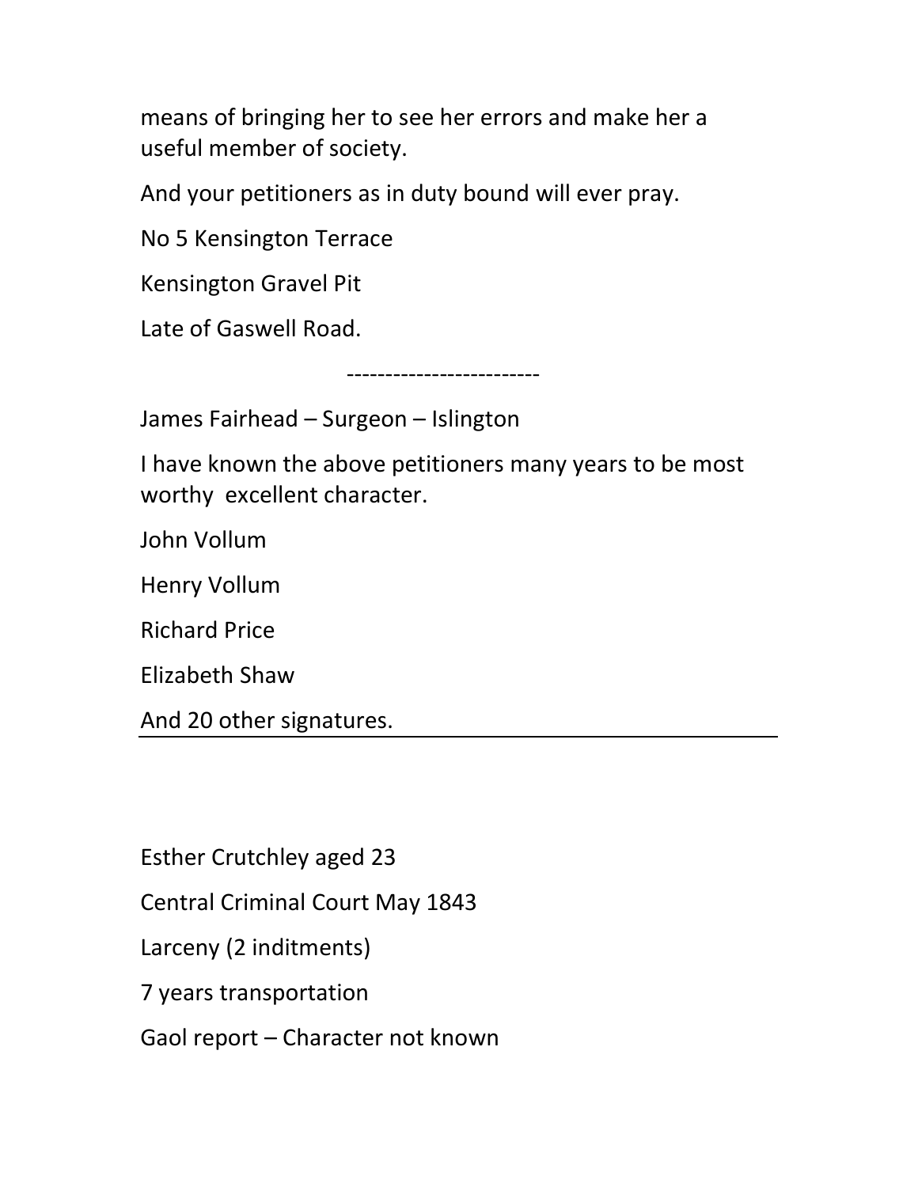means of bringing her to see her errors and make her a useful member of society.

And your petitioners as in duty bound will ever pray.

No 5 Kensington Terrace

Kensington Gravel Pit

Late of Gaswell Road.

-------------------------

James Fairhead – Surgeon – Islington

I have known the above petitioners many years to be most worthy excellent character.

John Vollum

Henry Vollum

Richard Price

Elizabeth Shaw

And 20 other signatures.

---

Esther Crutchley aged 23

Central Criminal Court May 1843

Larceny (2 inditments)

7 years transportation

Gaol report – Character not known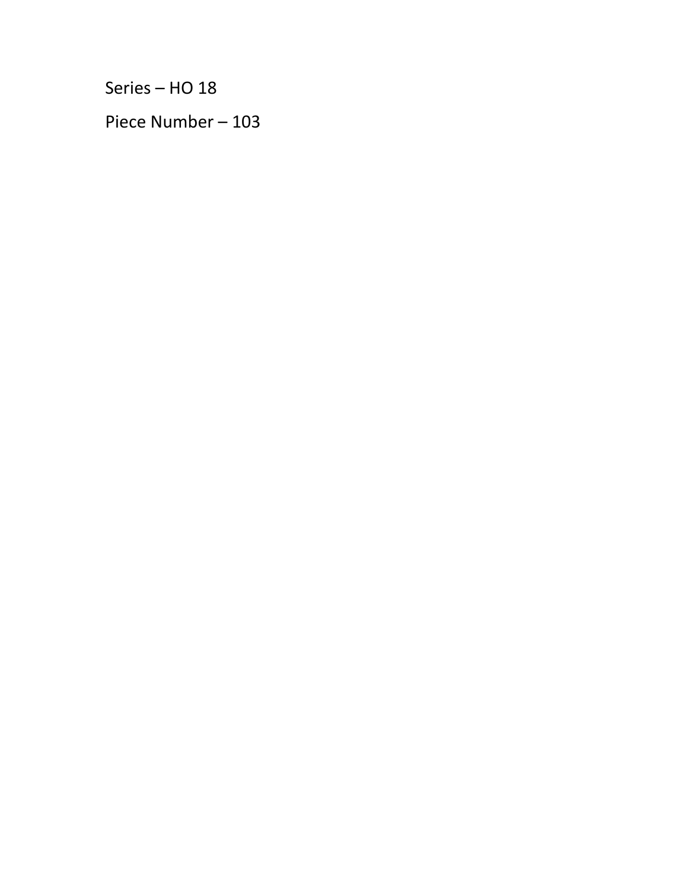Series – HO 18

Piece Number – 103